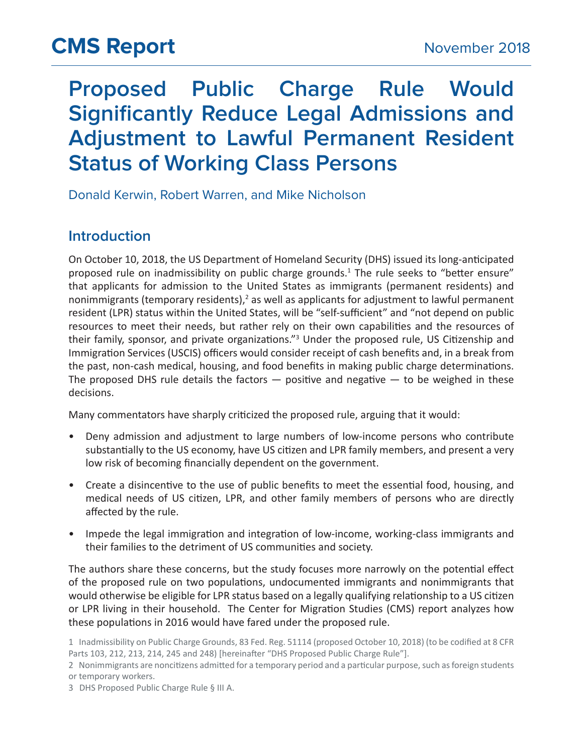# CMS Report

November 2018

## Proposed Public Charge Rule Would Significantly Reduce Legal Admissions and Adjustment to Lawful Permanent Resident Status of Working Class Persons

Donald Kerwin, Robert Warren, and Mike Nicholson

### Introduction

On October 10, 2018, the US Department of Homeland Security (DHS) issued its long-anticipated proposed rule on inadmissibility on public charge grounds.[1] The rule seeks to "better ensure" that applicants for admission to the United States as immigrants (permanent residents) and nonimmigrants (temporary residents),[2] as well as applicants for adjustment to lawful permanent resident (LPR) status within the United States, will be "self-sufficient" and "not depend on public resources to meet their needs, but rather rely on their own capabilities and the resources of their family, sponsor, and private organizations."[3] Under the proposed rule, US Citizenship and Immigration Services (USCIS) officers would consider receipt of cash benefits and, in a break from the past, non-cash medical, housing, and food benefits in making public charge determinations. The proposed DHS rule details the factors — positive and negative — to be weighed in these decisions.

Many commentators have sharply criticized the proposed rule, arguing that it would:

- Deny admission and adjustment to large numbers of low-income persons who contribute substantially to the US economy, have US citizen and LPR family members, and present a very low risk of becoming financially dependent on the government.
- Create a disincentive to the use of public benefits to meet the essential food, housing, and medical needs of US citizen, LPR, and other family members of persons who are directly affected by the rule.
- Impede the legal immigration and integration of low-income, working-class immigrants and their families to the detriment of US communities and society.

The authors share these concerns, but the study focuses more narrowly on the potential effect of the proposed rule on two populations, undocumented immigrants and nonimmigrants that would otherwise be eligible for LPR status based on a legally qualifying relationship to a US citizen or LPR living in their household. The Center for Migration Studies (CMS) report analyzes how these populations in 2016 would have fared under the proposed rule.

1 Inadmissibility on Public Charge Grounds, 83 Fed. Reg. 51114 (proposed October 10, 2018) (to be codified at 8 CFR Parts 103, 212, 213, 214, 245 and 248) [hereinafter "DHS Proposed Public Charge Rule"].

2 Nonimmigrants are noncitizens admitted for a temporary period and a particular purpose, such as foreign students or temporary workers.

3 DHS Proposed Public Charge Rule § III A.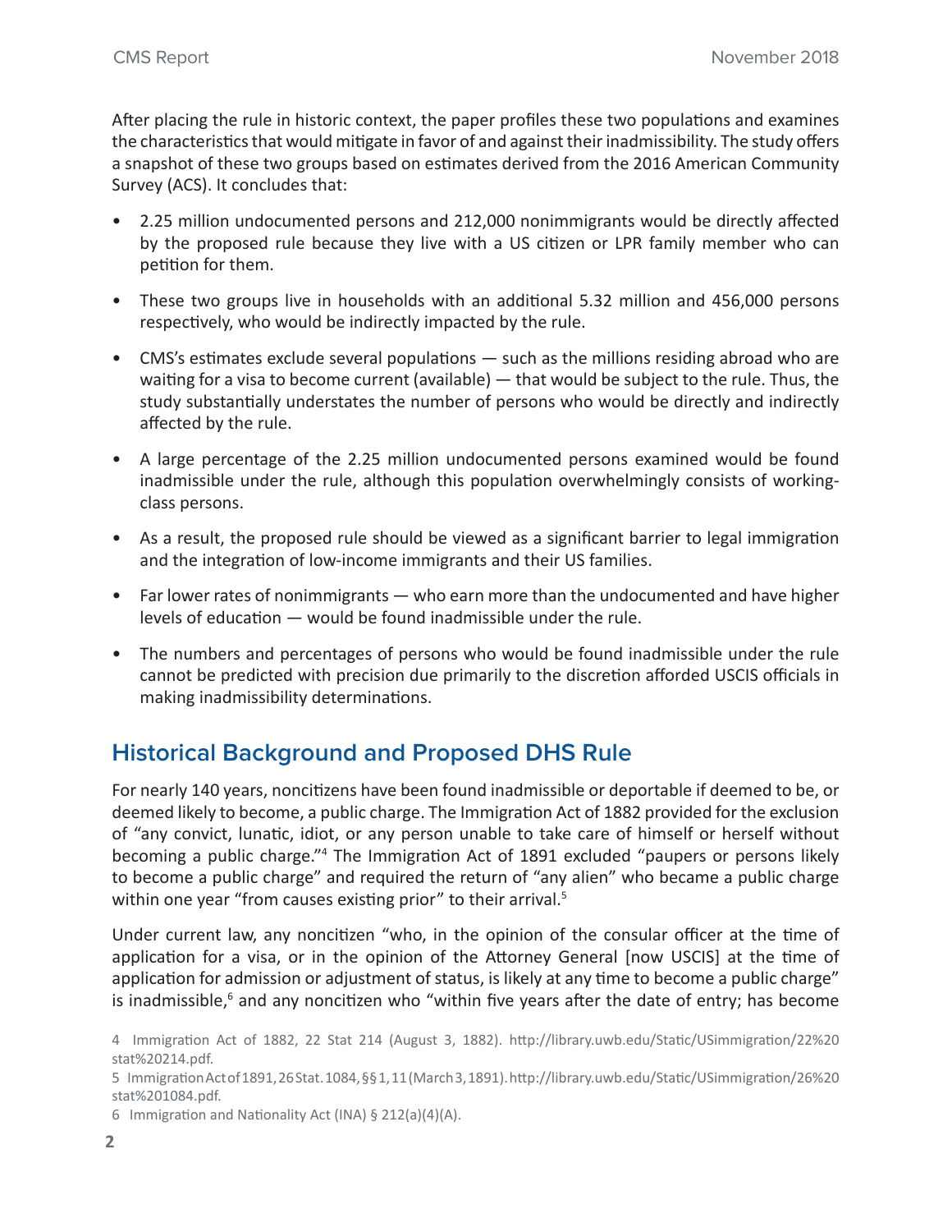After placing the rule in historic context, the paper profiles these two populations and examines the characteristics that would mitigate in favor of and against their inadmissibility. The study offers a snapshot of these two groups based on estimates derived from the 2016 American Community Survey (ACS). It concludes that:

- 2.25 million undocumented persons and 212,000 nonimmigrants would be directly affected by the proposed rule because they live with a US citizen or LPR family member who can petition for them.
- These two groups live in households with an additional 5.32 million and 456,000 persons respectively, who would be indirectly impacted by the rule.
- CMS's estimates exclude several populations — such as the millions residing abroad who are waiting for a visa to become current (available) — that would be subject to the rule. Thus, the study substantially understates the number of persons who would be directly and indirectly affected by the rule.
- A large percentage of the 2.25 million undocumented persons examined would be found inadmissible under the rule, although this population overwhelmingly consists of working-class persons.
- As a result, the proposed rule should be viewed as a significant barrier to legal immigration and the integration of low-income immigrants and their US families.
- Far lower rates of nonimmigrants — who earn more than the undocumented and have higher levels of education — would be found inadmissible under the rule.
- The numbers and percentages of persons who would be found inadmissible under the rule cannot be predicted with precision due primarily to the discretion afforded USCIS officials in making inadmissibility determinations.

## Historical Background and Proposed DHS Rule

For nearly 140 years, noncitizens have been found inadmissible or deportable if deemed to be, or deemed likely to become, a public charge. The Immigration Act of 1882 provided for the exclusion of "any convict, lunatic, idiot, or any person unable to take care of himself or herself without becoming a public charge."[4] The Immigration Act of 1891 excluded "paupers or persons likely to become a public charge" and required the return of "any alien" who became a public charge within one year "from causes existing prior" to their arrival.[5]

Under current law, any noncitizen "who, in the opinion of the consular officer at the time of application for a visa, or in the opinion of the Attorney General [now USCIS] at the time of application for admission or adjustment of status, is likely at any time to become a public charge" is inadmissible,[6] and any noncitizen who "within five years after the date of entry; has become

4 Immigration Act of 1882, 22 Stat 214 (August 3, 1882). http://library.uwb.edu/Static/USimmigration/22%20stat%20214.pdf.

5 Immigration Act of 1891, 26 Stat. 1084, §§ 1, 11 (March 3, 1891). http://library.uwb.edu/Static/USimmigration/26%20stat%201084.pdf.

6 Immigration and Nationality Act (INA) § 212(a)(4)(A).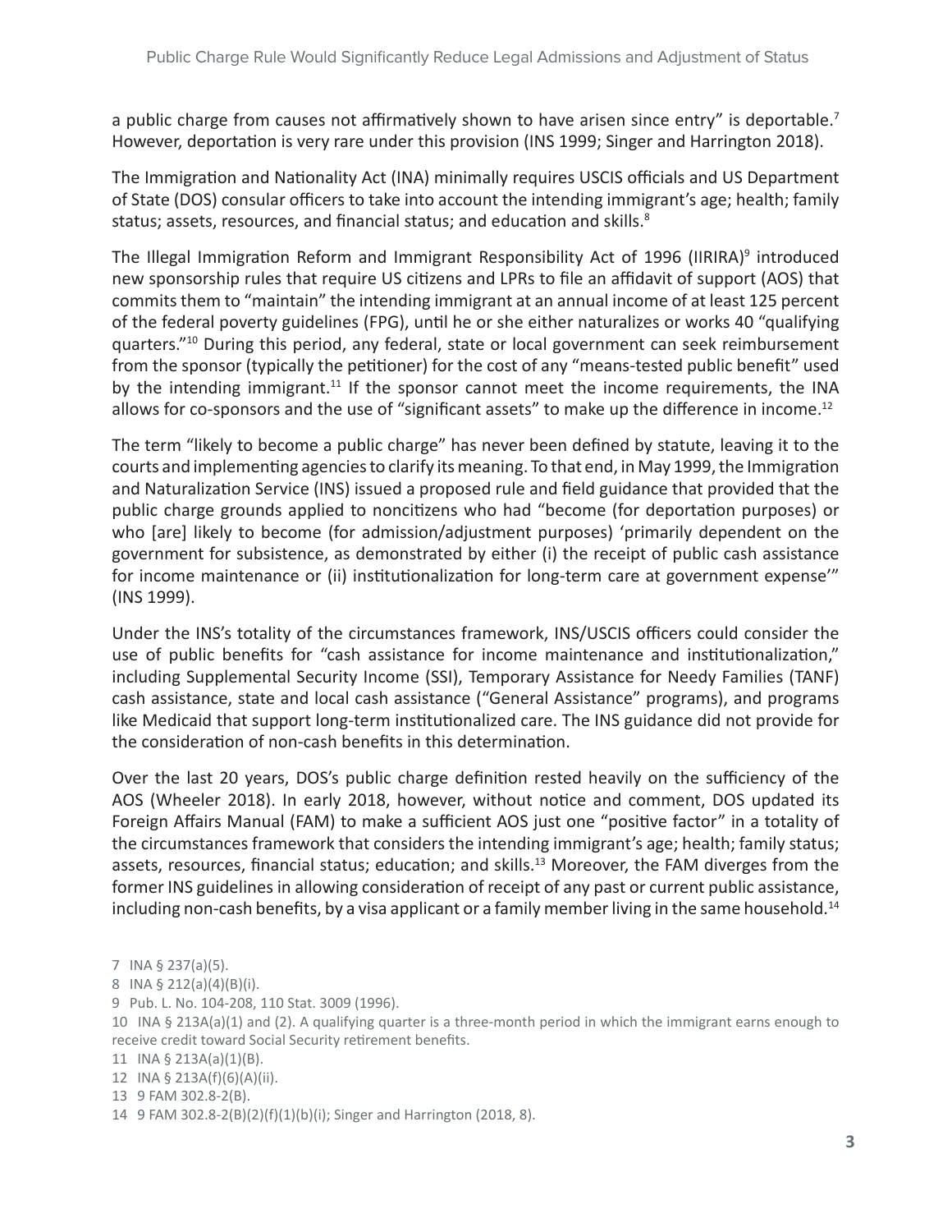a public charge from causes not affirmatively shown to have arisen since entry" is deportable.[7] However, deportation is very rare under this provision (INS 1999; Singer and Harrington 2018).

The Immigration and Nationality Act (INA) minimally requires USCIS officials and US Department of State (DOS) consular officers to take into account the intending immigrant's age; health; family status; assets, resources, and financial status; and education and skills.[8]

The Illegal Immigration Reform and Immigrant Responsibility Act of 1996 (IIRIRA)[9] introduced new sponsorship rules that require US citizens and LPRs to file an affidavit of support (AOS) that commits them to "maintain" the intending immigrant at an annual income of at least 125 percent of the federal poverty guidelines (FPG), until he or she either naturalizes or works 40 "qualifying quarters."[10] During this period, any federal, state or local government can seek reimbursement from the sponsor (typically the petitioner) for the cost of any "means-tested public benefit" used by the intending immigrant.[11] If the sponsor cannot meet the income requirements, the INA allows for co-sponsors and the use of "significant assets" to make up the difference in income.[12]

The term "likely to become a public charge" has never been defined by statute, leaving it to the courts and implementing agencies to clarify its meaning. To that end, in May 1999, the Immigration and Naturalization Service (INS) issued a proposed rule and field guidance that provided that the public charge grounds applied to noncitizens who had "become (for deportation purposes) or who [are] likely to become (for admission/adjustment purposes) 'primarily dependent on the government for subsistence, as demonstrated by either (i) the receipt of public cash assistance for income maintenance or (ii) institutionalization for long-term care at government expense'" (INS 1999).

Under the INS's totality of the circumstances framework, INS/USCIS officers could consider the use of public benefits for "cash assistance for income maintenance and institutionalization," including Supplemental Security Income (SSI), Temporary Assistance for Needy Families (TANF) cash assistance, state and local cash assistance ("General Assistance" programs), and programs like Medicaid that support long-term institutionalized care. The INS guidance did not provide for the consideration of non-cash benefits in this determination.

Over the last 20 years, DOS's public charge definition rested heavily on the sufficiency of the AOS (Wheeler 2018). In early 2018, however, without notice and comment, DOS updated its Foreign Affairs Manual (FAM) to make a sufficient AOS just one "positive factor" in a totality of the circumstances framework that considers the intending immigrant's age; health; family status; assets, resources, financial status; education; and skills.[13] Moreover, the FAM diverges from the former INS guidelines in allowing consideration of receipt of any past or current public assistance, including non-cash benefits, by a visa applicant or a family member living in the same household.[14]

7 INA § 237(a)(5).

8 INA § 212(a)(4)(B)(i).

9 Pub. L. No. 104-208, 110 Stat. 3009 (1996).

10 INA § 213A(a)(1) and (2). A qualifying quarter is a three-month period in which the immigrant earns enough to receive credit toward Social Security retirement benefits.

11 INA § 213A(a)(1)(B).

12 INA § 213A(f)(6)(A)(ii).

13 9 FAM 302.8-2(B).

14 9 FAM 302.8-2(B)(2)(f)(1)(b)(i); Singer and Harrington (2018, 8).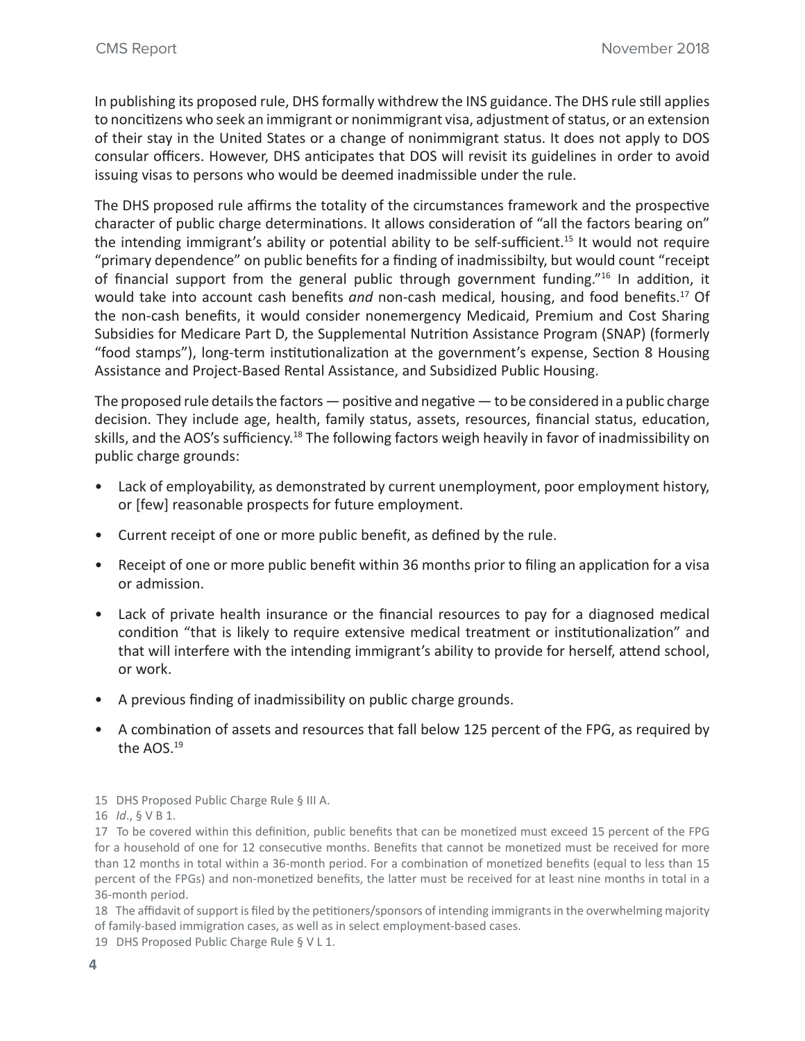In publishing its proposed rule, DHS formally withdrew the INS guidance. The DHS rule still applies to noncitizens who seek an immigrant or nonimmigrant visa, adjustment of status, or an extension of their stay in the United States or a change of nonimmigrant status. It does not apply to DOS consular officers. However, DHS anticipates that DOS will revisit its guidelines in order to avoid issuing visas to persons who would be deemed inadmissible under the rule.

The DHS proposed rule affirms the totality of the circumstances framework and the prospective character of public charge determinations. It allows consideration of "all the factors bearing on" the intending immigrant's ability or potential ability to be self-sufficient.[15] It would not require "primary dependence" on public benefits for a finding of inadmissibilty, but would count "receipt of financial support from the general public through government funding."[16] In addition, it would take into account cash benefits *and* non-cash medical, housing, and food benefits.[17] Of the non-cash benefits, it would consider nonemergency Medicaid, Premium and Cost Sharing Subsidies for Medicare Part D, the Supplemental Nutrition Assistance Program (SNAP) (formerly "food stamps"), long-term institutionalization at the government's expense, Section 8 Housing Assistance and Project-Based Rental Assistance, and Subsidized Public Housing.

The proposed rule details the factors — positive and negative — to be considered in a public charge decision. They include age, health, family status, assets, resources, financial status, education, skills, and the AOS's sufficiency.[18] The following factors weigh heavily in favor of inadmissibility on public charge grounds:

- Lack of employability, as demonstrated by current unemployment, poor employment history, or [few] reasonable prospects for future employment.
- Current receipt of one or more public benefit, as defined by the rule.
- Receipt of one or more public benefit within 36 months prior to filing an application for a visa or admission.
- Lack of private health insurance or the financial resources to pay for a diagnosed medical condition "that is likely to require extensive medical treatment or institutionalization" and that will interfere with the intending immigrant's ability to provide for herself, attend school, or work.
- A previous finding of inadmissibility on public charge grounds.
- A combination of assets and resources that fall below 125 percent of the FPG, as required by the AOS.[19]

---

15 DHS Proposed Public Charge Rule § III A.

16 *Id*., § V B 1.

17 To be covered within this definition, public benefits that can be monetized must exceed 15 percent of the FPG for a household of one for 12 consecutive months. Benefits that cannot be monetized must be received for more than 12 months in total within a 36-month period. For a combination of monetized benefits (equal to less than 15 percent of the FPGs) and non-monetized benefits, the latter must be received for at least nine months in total in a 36-month period.

18 The affidavit of support is filed by the petitioners/sponsors of intending immigrants in the overwhelming majority of family-based immigration cases, as well as in select employment-based cases.

19 DHS Proposed Public Charge Rule § V L 1.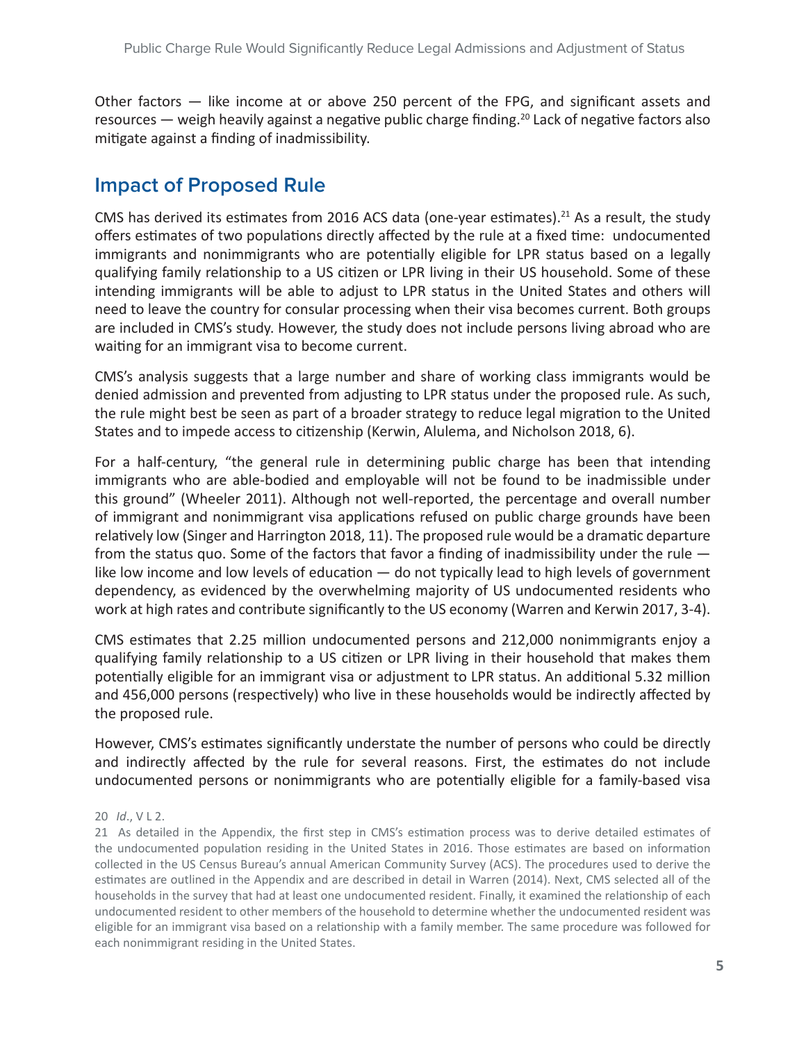Other factors — like income at or above 250 percent of the FPG, and significant assets and resources — weigh heavily against a negative public charge finding.[20] Lack of negative factors also mitigate against a finding of inadmissibility.

## Impact of Proposed Rule

CMS has derived its estimates from 2016 ACS data (one-year estimates).[21] As a result, the study offers estimates of two populations directly affected by the rule at a fixed time: undocumented immigrants and nonimmigrants who are potentially eligible for LPR status based on a legally qualifying family relationship to a US citizen or LPR living in their US household. Some of these intending immigrants will be able to adjust to LPR status in the United States and others will need to leave the country for consular processing when their visa becomes current. Both groups are included in CMS's study. However, the study does not include persons living abroad who are waiting for an immigrant visa to become current.

CMS's analysis suggests that a large number and share of working class immigrants would be denied admission and prevented from adjusting to LPR status under the proposed rule. As such, the rule might best be seen as part of a broader strategy to reduce legal migration to the United States and to impede access to citizenship (Kerwin, Alulema, and Nicholson 2018, 6).

For a half-century, "the general rule in determining public charge has been that intending immigrants who are able-bodied and employable will not be found to be inadmissible under this ground" (Wheeler 2011). Although not well-reported, the percentage and overall number of immigrant and nonimmigrant visa applications refused on public charge grounds have been relatively low (Singer and Harrington 2018, 11). The proposed rule would be a dramatic departure from the status quo. Some of the factors that favor a finding of inadmissibility under the rule — like low income and low levels of education — do not typically lead to high levels of government dependency, as evidenced by the overwhelming majority of US undocumented residents who work at high rates and contribute significantly to the US economy (Warren and Kerwin 2017, 3-4).

CMS estimates that 2.25 million undocumented persons and 212,000 nonimmigrants enjoy a qualifying family relationship to a US citizen or LPR living in their household that makes them potentially eligible for an immigrant visa or adjustment to LPR status. An additional 5.32 million and 456,000 persons (respectively) who live in these households would be indirectly affected by the proposed rule.

However, CMS's estimates significantly understate the number of persons who could be directly and indirectly affected by the rule for several reasons. First, the estimates do not include undocumented persons or nonimmigrants who are potentially eligible for a family-based visa

20 *Id.*, V L 2.

21 As detailed in the Appendix, the first step in CMS's estimation process was to derive detailed estimates of the undocumented population residing in the United States in 2016. Those estimates are based on information collected in the US Census Bureau's annual American Community Survey (ACS). The procedures used to derive the estimates are outlined in the Appendix and are described in detail in Warren (2014). Next, CMS selected all of the households in the survey that had at least one undocumented resident. Finally, it examined the relationship of each undocumented resident to other members of the household to determine whether the undocumented resident was eligible for an immigrant visa based on a relationship with a family member. The same procedure was followed for each nonimmigrant residing in the United States.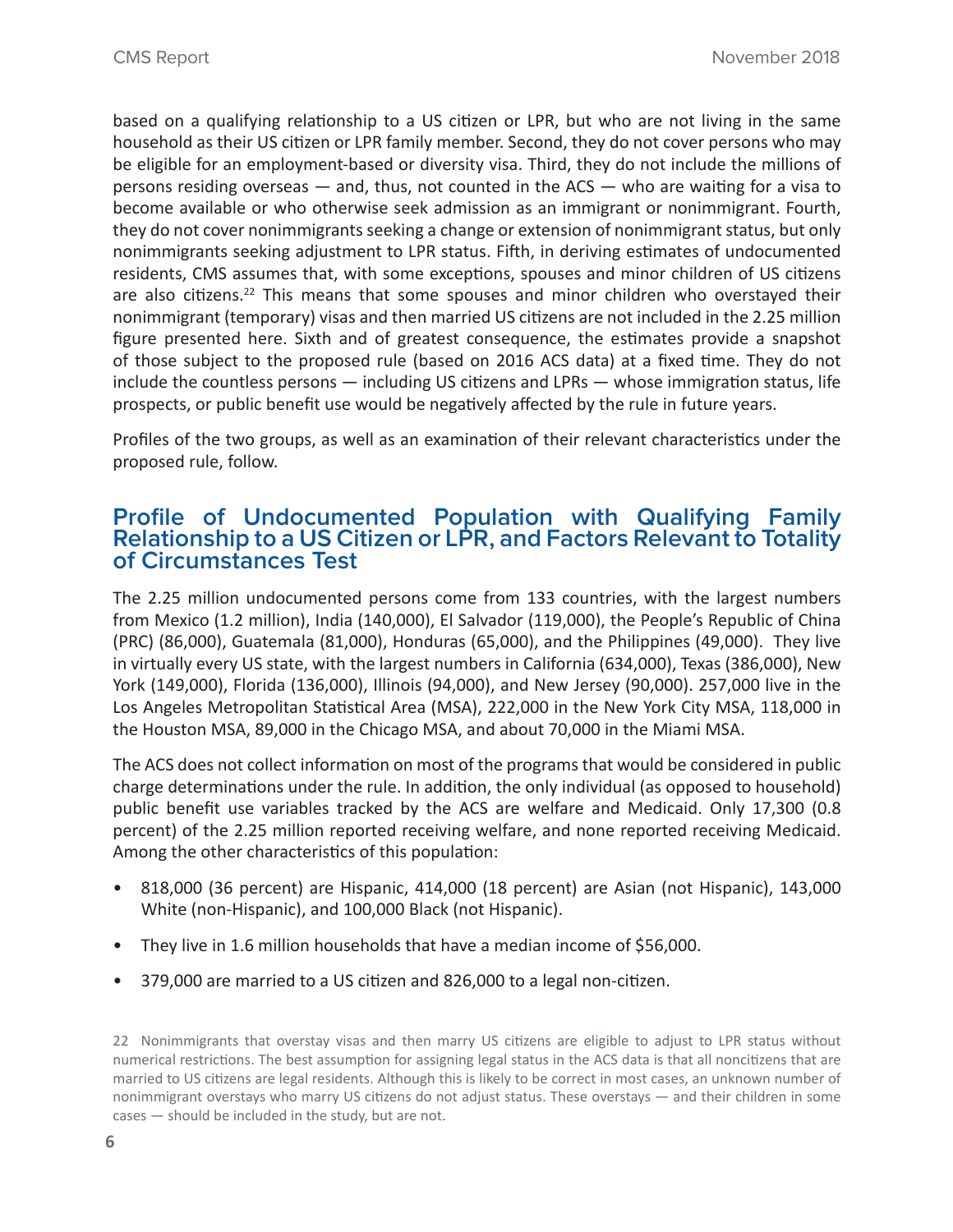based on a qualifying relationship to a US citizen or LPR, but who are not living in the same household as their US citizen or LPR family member. Second, they do not cover persons who may be eligible for an employment-based or diversity visa. Third, they do not include the millions of persons residing overseas — and, thus, not counted in the ACS — who are waiting for a visa to become available or who otherwise seek admission as an immigrant or nonimmigrant. Fourth, they do not cover nonimmigrants seeking a change or extension of nonimmigrant status, but only nonimmigrants seeking adjustment to LPR status. Fifth, in deriving estimates of undocumented residents, CMS assumes that, with some exceptions, spouses and minor children of US citizens are also citizens.[22] This means that some spouses and minor children who overstayed their nonimmigrant (temporary) visas and then married US citizens are not included in the 2.25 million figure presented here. Sixth and of greatest consequence, the estimates provide a snapshot of those subject to the proposed rule (based on 2016 ACS data) at a fixed time. They do not include the countless persons — including US citizens and LPRs — whose immigration status, life prospects, or public benefit use would be negatively affected by the rule in future years.

Profiles of the two groups, as well as an examination of their relevant characteristics under the proposed rule, follow.

## Profile of Undocumented Population with Qualifying Family Relationship to a US Citizen or LPR, and Factors Relevant to Totality of Circumstances Test

The 2.25 million undocumented persons come from 133 countries, with the largest numbers from Mexico (1.2 million), India (140,000), El Salvador (119,000), the People's Republic of China (PRC) (86,000), Guatemala (81,000), Honduras (65,000), and the Philippines (49,000). They live in virtually every US state, with the largest numbers in California (634,000), Texas (386,000), New York (149,000), Florida (136,000), Illinois (94,000), and New Jersey (90,000). 257,000 live in the Los Angeles Metropolitan Statistical Area (MSA), 222,000 in the New York City MSA, 118,000 in the Houston MSA, 89,000 in the Chicago MSA, and about 70,000 in the Miami MSA.

The ACS does not collect information on most of the programs that would be considered in public charge determinations under the rule. In addition, the only individual (as opposed to household) public benefit use variables tracked by the ACS are welfare and Medicaid. Only 17,300 (0.8 percent) of the 2.25 million reported receiving welfare, and none reported receiving Medicaid. Among the other characteristics of this population:

- 818,000 (36 percent) are Hispanic, 414,000 (18 percent) are Asian (not Hispanic), 143,000 White (non-Hispanic), and 100,000 Black (not Hispanic).
- They live in 1.6 million households that have a median income of $56,000.
- 379,000 are married to a US citizen and 826,000 to a legal non-citizen.

22 Nonimmigrants that overstay visas and then marry US citizens are eligible to adjust to LPR status without numerical restrictions. The best assumption for assigning legal status in the ACS data is that all noncitizens that are married to US citizens are legal residents. Although this is likely to be correct in most cases, an unknown number of nonimmigrant overstays who marry US citizens do not adjust status. These overstays — and their children in some cases — should be included in the study, but are not.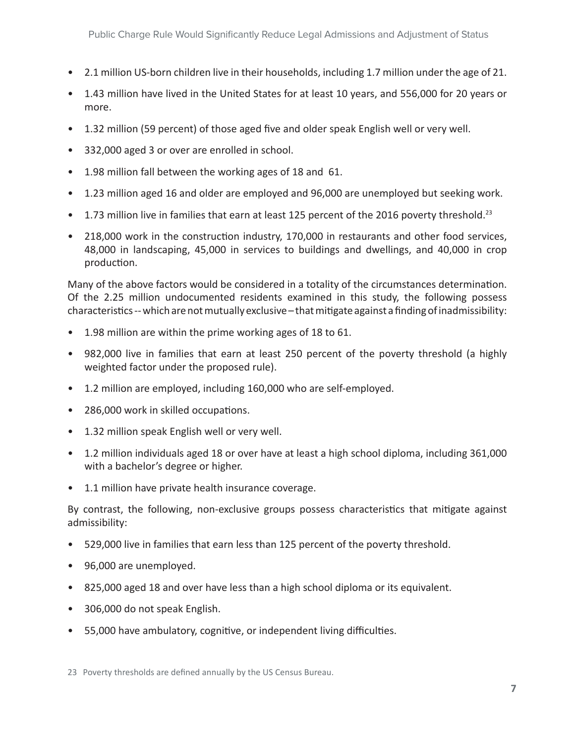- 2.1 million US-born children live in their households, including 1.7 million under the age of 21.
- 1.43 million have lived in the United States for at least 10 years, and 556,000 for 20 years or more.
- 1.32 million (59 percent) of those aged five and older speak English well or very well.
- 332,000 aged 3 or over are enrolled in school.
- 1.98 million fall between the working ages of 18 and 61.
- 1.23 million aged 16 and older are employed and 96,000 are unemployed but seeking work.
- 1.73 million live in families that earn at least 125 percent of the 2016 poverty threshold.[23]
- 218,000 work in the construction industry, 170,000 in restaurants and other food services, 48,000 in landscaping, 45,000 in services to buildings and dwellings, and 40,000 in crop production.

Many of the above factors would be considered in a totality of the circumstances determination. Of the 2.25 million undocumented residents examined in this study, the following possess characteristics -- which are not mutually exclusive – that mitigate against a finding of inadmissibility:

- 1.98 million are within the prime working ages of 18 to 61.
- 982,000 live in families that earn at least 250 percent of the poverty threshold (a highly weighted factor under the proposed rule).
- 1.2 million are employed, including 160,000 who are self-employed.
- 286,000 work in skilled occupations.
- 1.32 million speak English well or very well.
- 1.2 million individuals aged 18 or over have at least a high school diploma, including 361,000 with a bachelor's degree or higher.
- 1.1 million have private health insurance coverage.

By contrast, the following, non-exclusive groups possess characteristics that mitigate against admissibility:

- 529,000 live in families that earn less than 125 percent of the poverty threshold.
- 96,000 are unemployed.
- 825,000 aged 18 and over have less than a high school diploma or its equivalent.
- 306,000 do not speak English.
- 55,000 have ambulatory, cognitive, or independent living difficulties.

23 Poverty thresholds are defined annually by the US Census Bureau.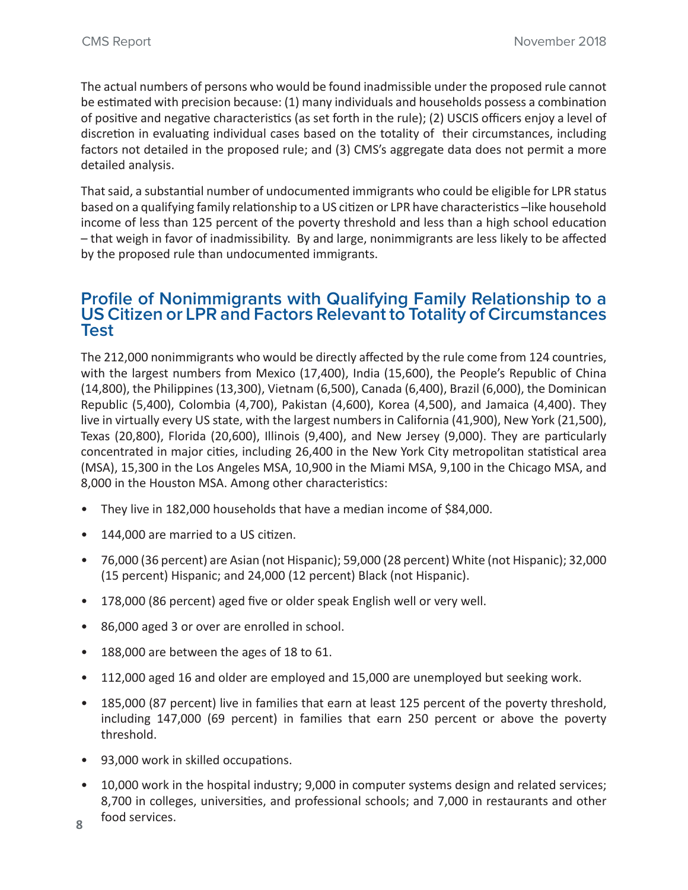The actual numbers of persons who would be found inadmissible under the proposed rule cannot be estimated with precision because: (1) many individuals and households possess a combination of positive and negative characteristics (as set forth in the rule); (2) USCIS officers enjoy a level of discretion in evaluating individual cases based on the totality of their circumstances, including factors not detailed in the proposed rule; and (3) CMS's aggregate data does not permit a more detailed analysis.

That said, a substantial number of undocumented immigrants who could be eligible for LPR status based on a qualifying family relationship to a US citizen or LPR have characteristics –like household income of less than 125 percent of the poverty threshold and less than a high school education – that weigh in favor of inadmissibility. By and large, nonimmigrants are less likely to be affected by the proposed rule than undocumented immigrants.

## Profile of Nonimmigrants with Qualifying Family Relationship to a US Citizen or LPR and Factors Relevant to Totality of Circumstances Test

The 212,000 nonimmigrants who would be directly affected by the rule come from 124 countries, with the largest numbers from Mexico (17,400), India (15,600), the People's Republic of China (14,800), the Philippines (13,300), Vietnam (6,500), Canada (6,400), Brazil (6,000), the Dominican Republic (5,400), Colombia (4,700), Pakistan (4,600), Korea (4,500), and Jamaica (4,400). They live in virtually every US state, with the largest numbers in California (41,900), New York (21,500), Texas (20,800), Florida (20,600), Illinois (9,400), and New Jersey (9,000). They are particularly concentrated in major cities, including 26,400 in the New York City metropolitan statistical area (MSA), 15,300 in the Los Angeles MSA, 10,900 in the Miami MSA, 9,100 in the Chicago MSA, and 8,000 in the Houston MSA. Among other characteristics:

- They live in 182,000 households that have a median income of $84,000.
- 144,000 are married to a US citizen.
- 76,000 (36 percent) are Asian (not Hispanic); 59,000 (28 percent) White (not Hispanic); 32,000 (15 percent) Hispanic; and 24,000 (12 percent) Black (not Hispanic).
- 178,000 (86 percent) aged five or older speak English well or very well.
- 86,000 aged 3 or over are enrolled in school.
- 188,000 are between the ages of 18 to 61.
- 112,000 aged 16 and older are employed and 15,000 are unemployed but seeking work.
- 185,000 (87 percent) live in families that earn at least 125 percent of the poverty threshold, including 147,000 (69 percent) in families that earn 250 percent or above the poverty threshold.
- 93,000 work in skilled occupations.
- 10,000 work in the hospital industry; 9,000 in computer systems design and related services; 8,700 in colleges, universities, and professional schools; and 7,000 in restaurants and other food services.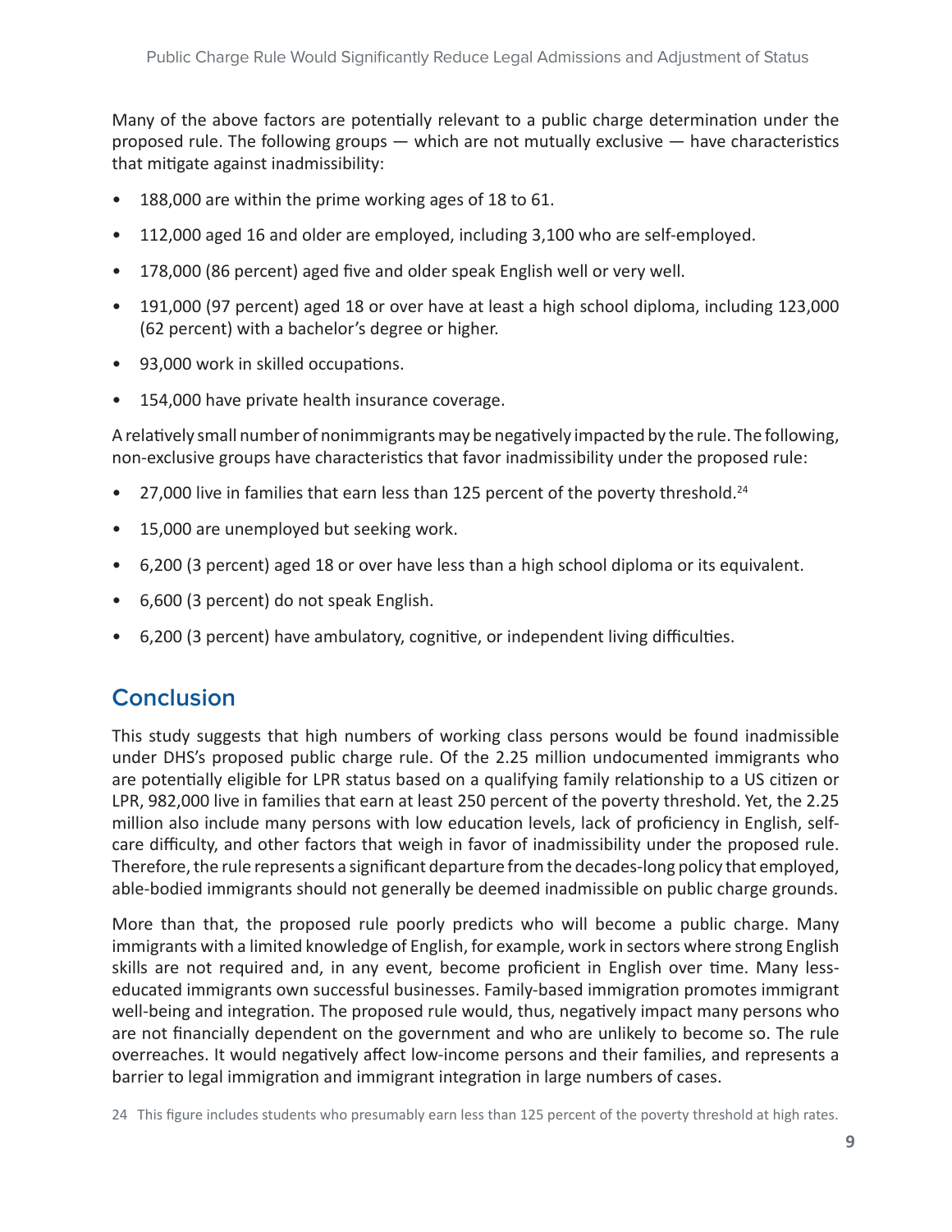Many of the above factors are potentially relevant to a public charge determination under the proposed rule. The following groups — which are not mutually exclusive — have characteristics that mitigate against inadmissibility:

- 188,000 are within the prime working ages of 18 to 61.
- 112,000 aged 16 and older are employed, including 3,100 who are self-employed.
- 178,000 (86 percent) aged five and older speak English well or very well.
- 191,000 (97 percent) aged 18 or over have at least a high school diploma, including 123,000 (62 percent) with a bachelor's degree or higher.
- 93,000 work in skilled occupations.
- 154,000 have private health insurance coverage.

A relatively small number of nonimmigrants may be negatively impacted by the rule. The following, non-exclusive groups have characteristics that favor inadmissibility under the proposed rule:

- 27,000 live in families that earn less than 125 percent of the poverty threshold.[24]
- 15,000 are unemployed but seeking work.
- 6,200 (3 percent) aged 18 or over have less than a high school diploma or its equivalent.
- 6,600 (3 percent) do not speak English.
- 6,200 (3 percent) have ambulatory, cognitive, or independent living difficulties.

## Conclusion

This study suggests that high numbers of working class persons would be found inadmissible under DHS's proposed public charge rule. Of the 2.25 million undocumented immigrants who are potentially eligible for LPR status based on a qualifying family relationship to a US citizen or LPR, 982,000 live in families that earn at least 250 percent of the poverty threshold. Yet, the 2.25 million also include many persons with low education levels, lack of proficiency in English, self-care difficulty, and other factors that weigh in favor of inadmissibility under the proposed rule. Therefore, the rule represents a significant departure from the decades-long policy that employed, able-bodied immigrants should not generally be deemed inadmissible on public charge grounds.

More than that, the proposed rule poorly predicts who will become a public charge. Many immigrants with a limited knowledge of English, for example, work in sectors where strong English skills are not required and, in any event, become proficient in English over time. Many less-educated immigrants own successful businesses. Family-based immigration promotes immigrant well-being and integration. The proposed rule would, thus, negatively impact many persons who are not financially dependent on the government and who are unlikely to become so. The rule overreaches. It would negatively affect low-income persons and their families, and represents a barrier to legal immigration and immigrant integration in large numbers of cases.

24 This figure includes students who presumably earn less than 125 percent of the poverty threshold at high rates.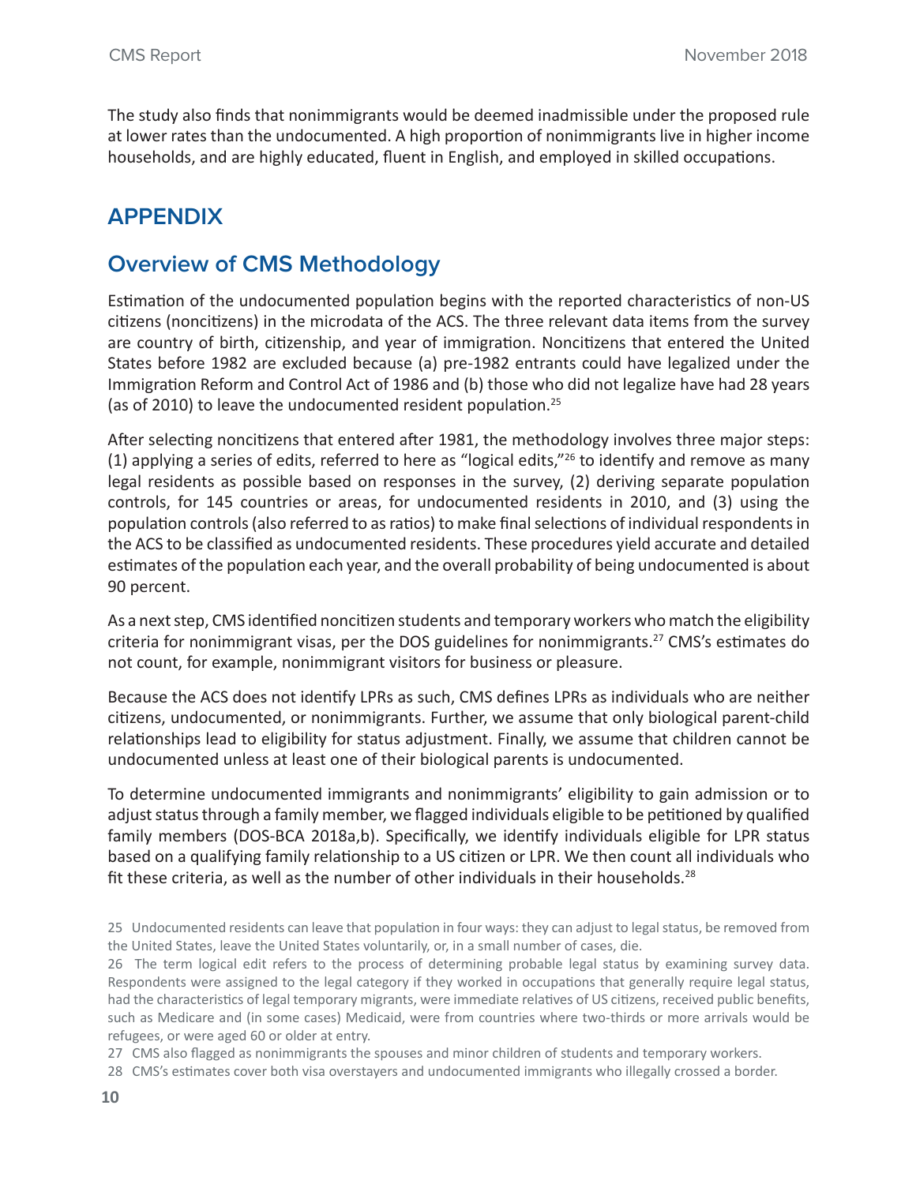The study also finds that nonimmigrants would be deemed inadmissible under the proposed rule at lower rates than the undocumented. A high proportion of nonimmigrants live in higher income households, and are highly educated, fluent in English, and employed in skilled occupations.

# APPENDIX

## Overview of CMS Methodology

Estimation of the undocumented population begins with the reported characteristics of non-US citizens (noncitizens) in the microdata of the ACS. The three relevant data items from the survey are country of birth, citizenship, and year of immigration. Noncitizens that entered the United States before 1982 are excluded because (a) pre-1982 entrants could have legalized under the Immigration Reform and Control Act of 1986 and (b) those who did not legalize have had 28 years (as of 2010) to leave the undocumented resident population.[25]

After selecting noncitizens that entered after 1981, the methodology involves three major steps: (1) applying a series of edits, referred to here as "logical edits,"[26] to identify and remove as many legal residents as possible based on responses in the survey, (2) deriving separate population controls, for 145 countries or areas, for undocumented residents in 2010, and (3) using the population controls (also referred to as ratios) to make final selections of individual respondents in the ACS to be classified as undocumented residents. These procedures yield accurate and detailed estimates of the population each year, and the overall probability of being undocumented is about 90 percent.

As a next step, CMS identified noncitizen students and temporary workers who match the eligibility criteria for nonimmigrant visas, per the DOS guidelines for nonimmigrants.[27] CMS's estimates do not count, for example, nonimmigrant visitors for business or pleasure.

Because the ACS does not identify LPRs as such, CMS defines LPRs as individuals who are neither citizens, undocumented, or nonimmigrants. Further, we assume that only biological parent-child relationships lead to eligibility for status adjustment. Finally, we assume that children cannot be undocumented unless at least one of their biological parents is undocumented.

To determine undocumented immigrants and nonimmigrants' eligibility to gain admission or to adjust status through a family member, we flagged individuals eligible to be petitioned by qualified family members (DOS-BCA 2018a,b). Specifically, we identify individuals eligible for LPR status based on a qualifying family relationship to a US citizen or LPR. We then count all individuals who fit these criteria, as well as the number of other individuals in their households.[28]

25 Undocumented residents can leave that population in four ways: they can adjust to legal status, be removed from the United States, leave the United States voluntarily, or, in a small number of cases, die.

26 The term logical edit refers to the process of determining probable legal status by examining survey data. Respondents were assigned to the legal category if they worked in occupations that generally require legal status, had the characteristics of legal temporary migrants, were immediate relatives of US citizens, received public benefits, such as Medicare and (in some cases) Medicaid, were from countries where two-thirds or more arrivals would be refugees, or were aged 60 or older at entry.

27 CMS also flagged as nonimmigrants the spouses and minor children of students and temporary workers.

28 CMS's estimates cover both visa overstayers and undocumented immigrants who illegally crossed a border.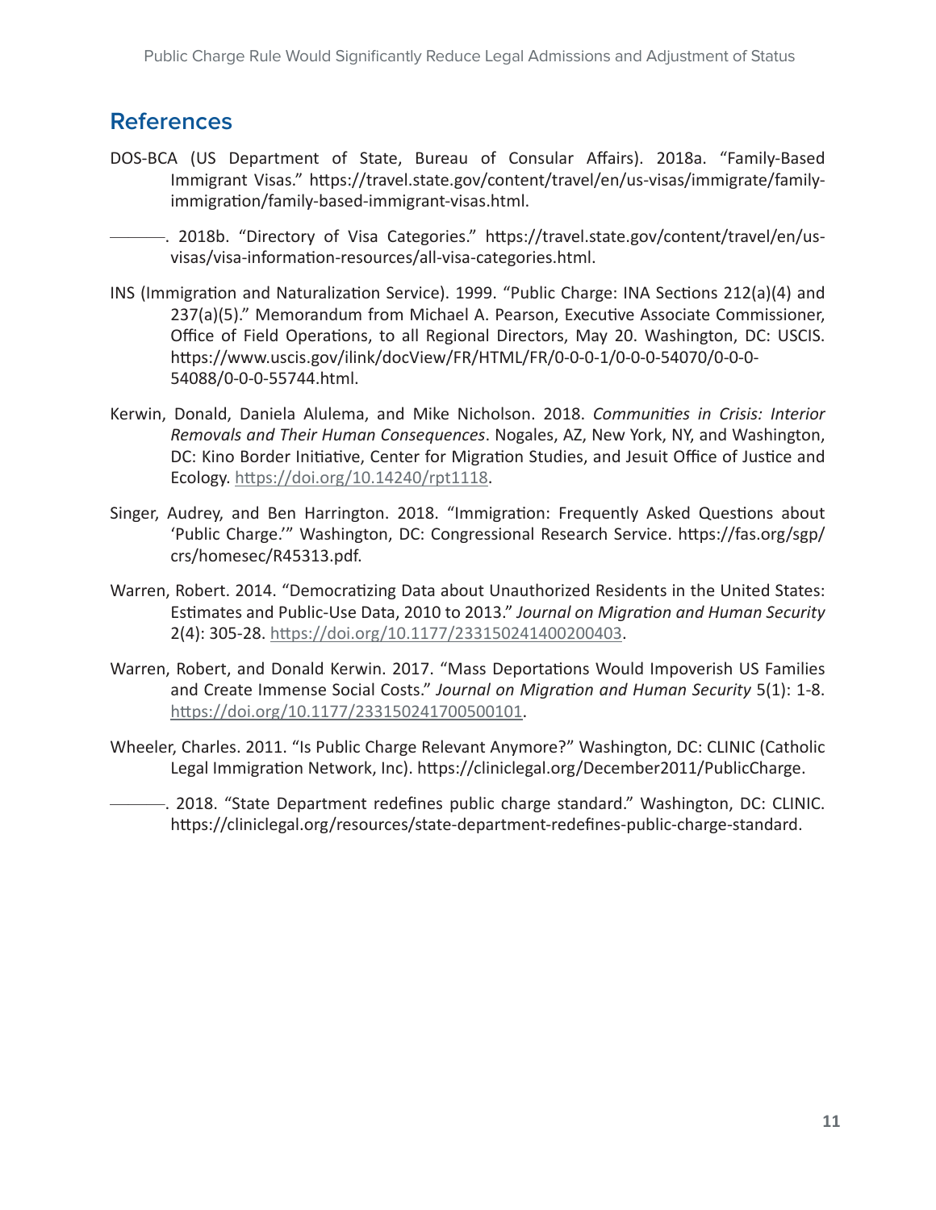## References

DOS-BCA (US Department of State, Bureau of Consular Affairs). 2018a. "Family-Based Immigrant Visas." https://travel.state.gov/content/travel/en/us-visas/immigrate/family-immigration/family-based-immigrant-visas.html.

———. 2018b. "Directory of Visa Categories." https://travel.state.gov/content/travel/en/us-visas/visa-information-resources/all-visa-categories.html.

INS (Immigration and Naturalization Service). 1999. "Public Charge: INA Sections 212(a)(4) and 237(a)(5)." Memorandum from Michael A. Pearson, Executive Associate Commissioner, Office of Field Operations, to all Regional Directors, May 20. Washington, DC: USCIS. https://www.uscis.gov/ilink/docView/FR/HTML/FR/0-0-0-1/0-0-0-54070/0-0-0-54088/0-0-0-55744.html.

Kerwin, Donald, Daniela Alulema, and Mike Nicholson. 2018. *Communities in Crisis: Interior Removals and Their Human Consequences*. Nogales, AZ, New York, NY, and Washington, DC: Kino Border Initiative, Center for Migration Studies, and Jesuit Office of Justice and Ecology. https://doi.org/10.14240/rpt1118.

Singer, Audrey, and Ben Harrington. 2018. "Immigration: Frequently Asked Questions about 'Public Charge.'" Washington, DC: Congressional Research Service. https://fas.org/sgp/crs/homesec/R45313.pdf.

Warren, Robert. 2014. "Democratizing Data about Unauthorized Residents in the United States: Estimates and Public-Use Data, 2010 to 2013." *Journal on Migration and Human Security* 2(4): 305-28. https://doi.org/10.1177/233150241400200403.

Warren, Robert, and Donald Kerwin. 2017. "Mass Deportations Would Impoverish US Families and Create Immense Social Costs." *Journal on Migration and Human Security* 5(1): 1-8. https://doi.org/10.1177/233150241700500101.

Wheeler, Charles. 2011. "Is Public Charge Relevant Anymore?" Washington, DC: CLINIC (Catholic Legal Immigration Network, Inc). https://cliniclegal.org/December2011/PublicCharge.

———. 2018. "State Department redefines public charge standard." Washington, DC: CLINIC. https://cliniclegal.org/resources/state-department-redefines-public-charge-standard.